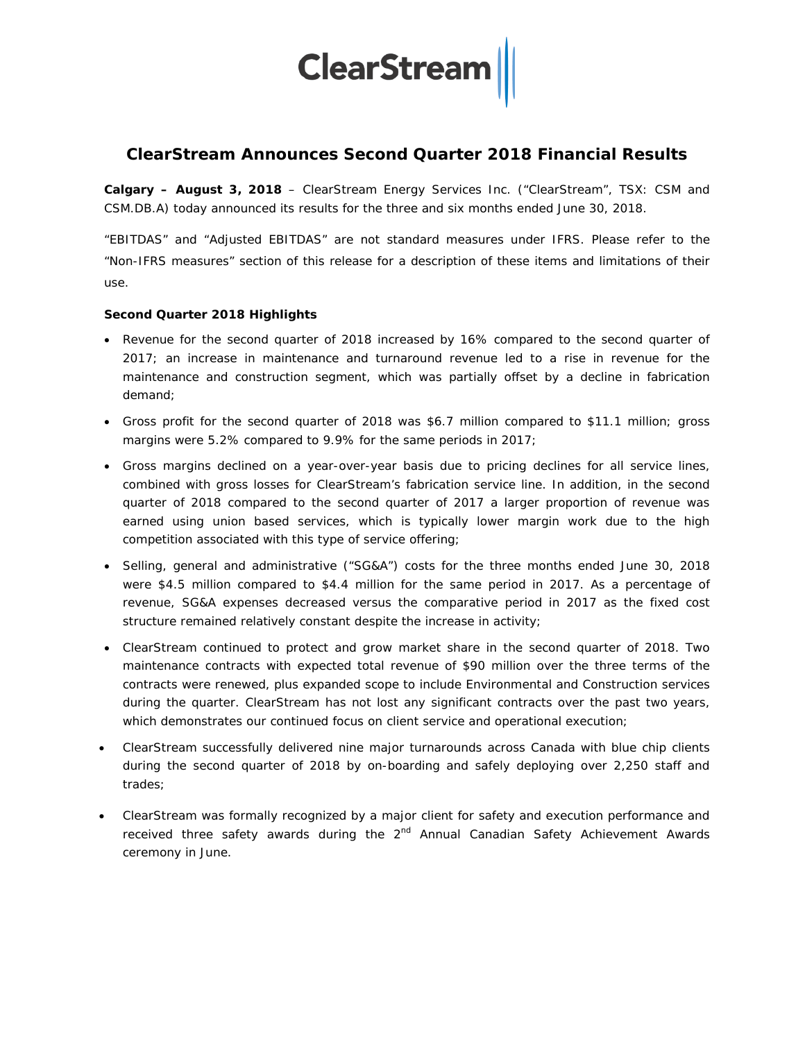# ClearStream Announces Second Quarter 2018 Financial Results

**Calgary – August 3, 2018** – ClearStream Energy Services Inc. ("ClearStream", TSX: CSM and CSM.DB.A) today announced its results for the three and six months ended June 30, 2018.

"EBITDAS" and "Adjusted EBITDAS" are not standard measures under IFRS. Please refer to the "Non-IFRS measures" section of this release for a description of these items and limitations of their use.

**Second Quarter 2018 Highlights**

- Revenue for the second quarter of 2018 increased by 16% compared to the second quarter of 2017; an increase in maintenance and turnaround revenue led to a rise in revenue for the maintenance and construction segment, which was partially offset by a decline in fabrication demand;
- Gross profit for the second quarter of 2018 was $6.7 million compared to $11.1 million; gross margins were 5.2% compared to 9.9% for the same periods in 2017;
- Gross margins declined on a year-over-year basis due to pricing declines for all service lines, combined with gross losses for ClearStream's fabrication service line. In addition, in the second quarter of 2018 compared to the second quarter of 2017 a larger proportion of revenue was earned using union based services, which is typically lower margin work due to the high competition associated with this type of service offering;
- Selling, general and administrative ("SG&A") costs for the three months ended June 30, 2018 were $4.5 million compared to $4.4 million for the same period in 2017. As a percentage of revenue, SG&A expenses decreased versus the comparative period in 2017 as the fixed cost structure remained relatively constant despite the increase in activity;
- ClearStream continued to protect and grow market share in the second quarter of 2018. Two maintenance contracts with expected total revenue of $90 million over the three terms of the contracts were renewed, plus expanded scope to include Environmental and Construction services during the quarter. ClearStream has not lost any significant contracts over the past two years, which demonstrates our continued focus on client service and operational execution;
- ClearStream successfully delivered nine major turnarounds across Canada with blue chip clients during the second quarter of 2018 by on-boarding and safely deploying over 2,250 staff and trades;
- ClearStream was formally recognized by a major client for safety and execution performance and received three safety awards during the 2nd Annual Canadian Safety Achievement Awards ceremony in June.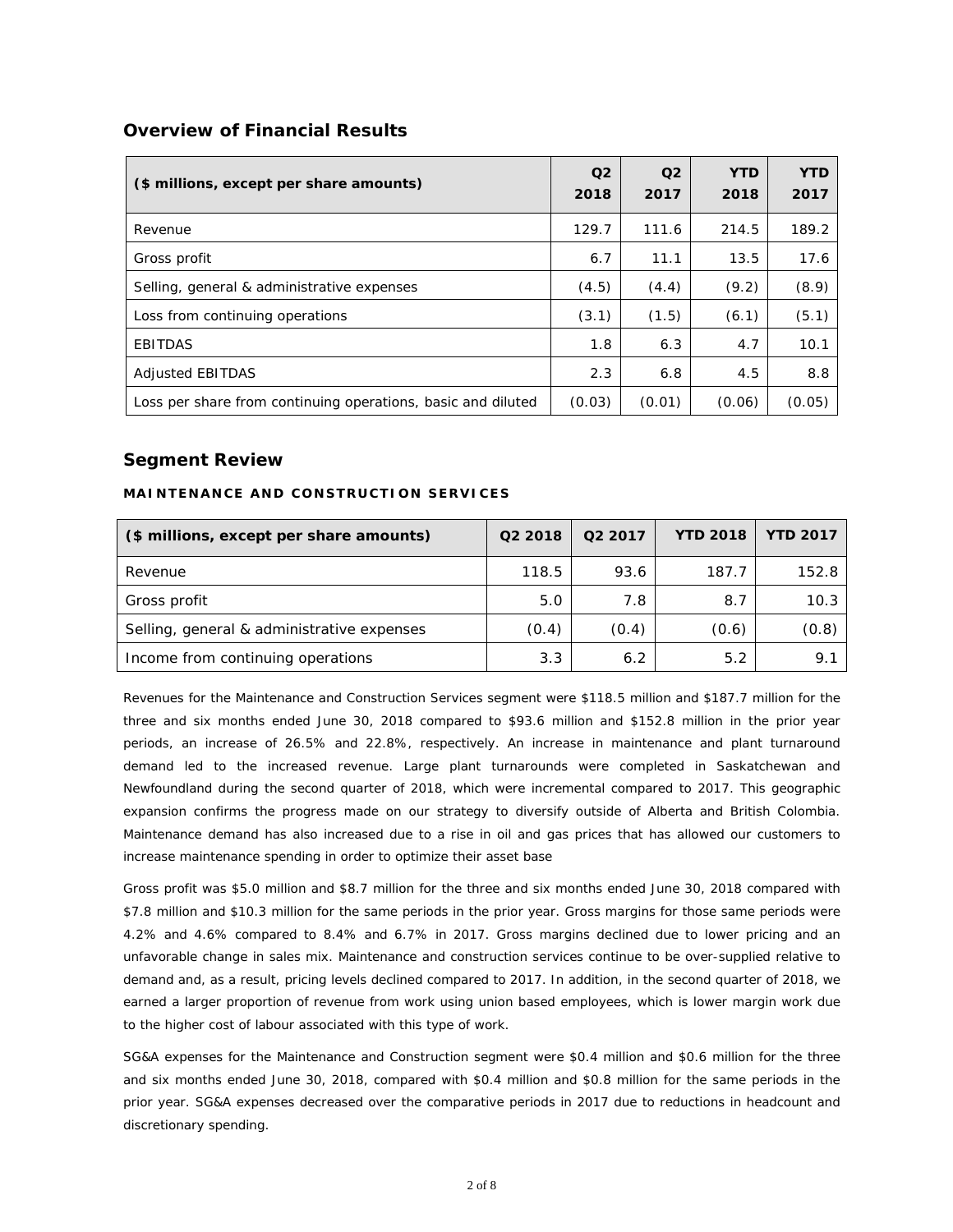## Overview of Financial Results

| ($ millions, except per share amounts) | Q2 2018 | Q2 2017 | YTD 2018 | YTD 2017 |
|---|---|---|---|---|
| Revenue | 129.7 | 111.6 | 214.5 | 189.2 |
| Gross profit | 6.7 | 11.1 | 13.5 | 17.6 |
| Selling, general & administrative expenses | (4.5) | (4.4) | (9.2) | (8.9) |
| Loss from continuing operations | (3.1) | (1.5) | (6.1) | (5.1) |
| EBITDAS | 1.8 | 6.3 | 4.7 | 10.1 |
| Adjusted EBITDAS | 2.3 | 6.8 | 4.5 | 8.8 |
| Loss per share from continuing operations, basic and diluted | (0.03) | (0.01) | (0.06) | (0.05) |

## Segment Review

### MAINTENANCE AND CONSTRUCTION SERVICES

| ($ millions, except per share amounts) | Q2 2018 | Q2 2017 | YTD 2018 | YTD 2017 |
|---|---|---|---|---|
| Revenue | 118.5 | 93.6 | 187.7 | 152.8 |
| Gross profit | 5.0 | 7.8 | 8.7 | 10.3 |
| Selling, general & administrative expenses | (0.4) | (0.4) | (0.6) | (0.8) |
| Income from continuing operations | 3.3 | 6.2 | 5.2 | 9.1 |

Revenues for the Maintenance and Construction Services segment were $118.5 million and $187.7 million for the three and six months ended June 30, 2018 compared to $93.6 million and $152.8 million in the prior year periods, an increase of 26.5% and 22.8%, respectively. An increase in maintenance and plant turnaround demand led to the increased revenue. Large plant turnarounds were completed in Saskatchewan and Newfoundland during the second quarter of 2018, which were incremental compared to 2017. This geographic expansion confirms the progress made on our strategy to diversify outside of Alberta and British Colombia. Maintenance demand has also increased due to a rise in oil and gas prices that has allowed our customers to increase maintenance spending in order to optimize their asset base

Gross profit was $5.0 million and $8.7 million for the three and six months ended June 30, 2018 compared with $7.8 million and $10.3 million for the same periods in the prior year. Gross margins for those same periods were 4.2% and 4.6% compared to 8.4% and 6.7% in 2017. Gross margins declined due to lower pricing and an unfavorable change in sales mix. Maintenance and construction services continue to be over-supplied relative to demand and, as a result, pricing levels declined compared to 2017. In addition, in the second quarter of 2018, we earned a larger proportion of revenue from work using union based employees, which is lower margin work due to the higher cost of labour associated with this type of work.

SG&A expenses for the Maintenance and Construction segment were $0.4 million and $0.6 million for the three and six months ended June 30, 2018, compared with $0.4 million and $0.8 million for the same periods in the prior year. SG&A expenses decreased over the comparative periods in 2017 due to reductions in headcount and discretionary spending.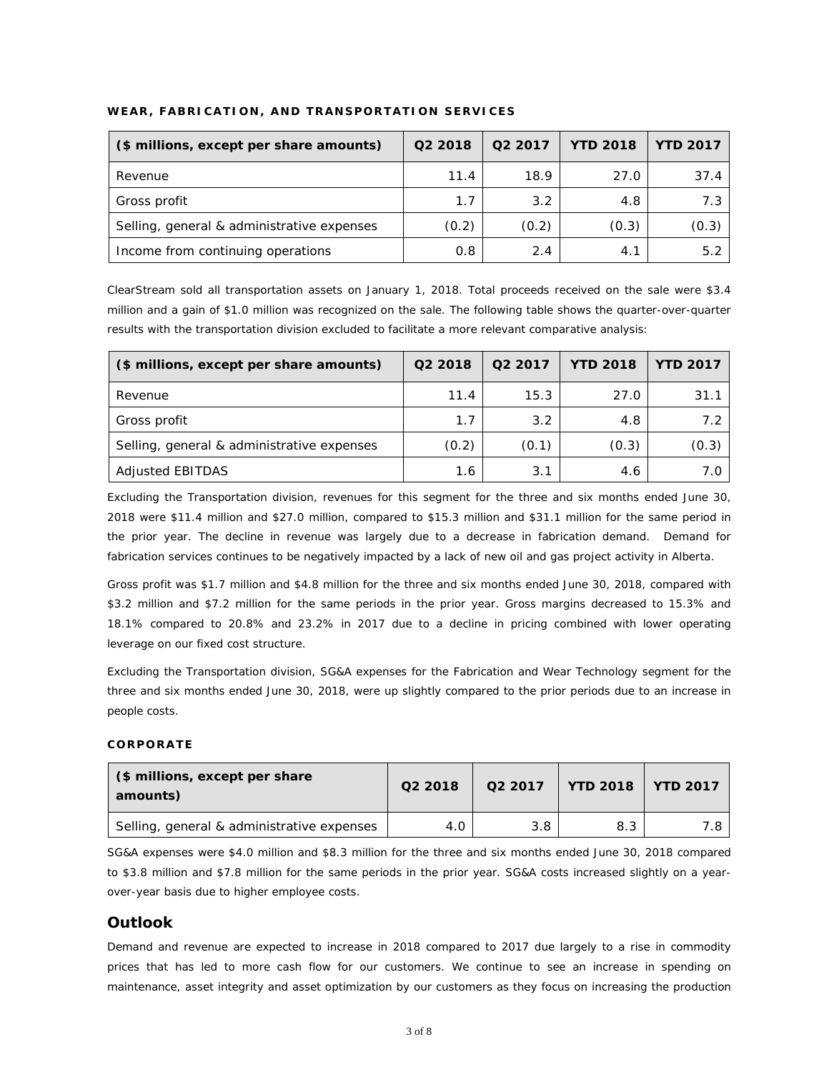### WEAR, FABRICATION, AND TRANSPORTATION SERVICES

| ($ millions, except per share amounts) | Q2 2018 | Q2 2017 | YTD 2018 | YTD 2017 |
|---|---|---|---|---|
| Revenue | 11.4 | 18.9 | 27.0 | 37.4 |
| Gross profit | 1.7 | 3.2 | 4.8 | 7.3 |
| Selling, general & administrative expenses | (0.2) | (0.2) | (0.3) | (0.3) |
| Income from continuing operations | 0.8 | 2.4 | 4.1 | 5.2 |

ClearStream sold all transportation assets on January 1, 2018. Total proceeds received on the sale were $3.4 million and a gain of $1.0 million was recognized on the sale. The following table shows the quarter-over-quarter results with the transportation division excluded to facilitate a more relevant comparative analysis:

| ($ millions, except per share amounts) | Q2 2018 | Q2 2017 | YTD 2018 | YTD 2017 |
|---|---|---|---|---|
| Revenue | 11.4 | 15.3 | 27.0 | 31.1 |
| Gross profit | 1.7 | 3.2 | 4.8 | 7.2 |
| Selling, general & administrative expenses | (0.2) | (0.1) | (0.3) | (0.3) |
| Adjusted EBITDAS | 1.6 | 3.1 | 4.6 | 7.0 |

Excluding the Transportation division, revenues for this segment for the three and six months ended June 30, 2018 were $11.4 million and $27.0 million, compared to $15.3 million and $31.1 million for the same period in the prior year. The decline in revenue was largely due to a decrease in fabrication demand. Demand for fabrication services continues to be negatively impacted by a lack of new oil and gas project activity in Alberta.

Gross profit was $1.7 million and $4.8 million for the three and six months ended June 30, 2018, compared with $3.2 million and $7.2 million for the same periods in the prior year. Gross margins decreased to 15.3% and 18.1% compared to 20.8% and 23.2% in 2017 due to a decline in pricing combined with lower operating leverage on our fixed cost structure.

Excluding the Transportation division, SG&A expenses for the Fabrication and Wear Technology segment for the three and six months ended June 30, 2018, were up slightly compared to the prior periods due to an increase in people costs.

### CORPORATE

| ($ millions, except per share amounts) | Q2 2018 | Q2 2017 | YTD 2018 | YTD 2017 |
|---|---|---|---|---|
| Selling, general & administrative expenses | 4.0 | 3.8 | 8.3 | 7.8 |

SG&A expenses were $4.0 million and $8.3 million for the three and six months ended June 30, 2018 compared to $3.8 million and $7.8 million for the same periods in the prior year. SG&A costs increased slightly on a year-over-year basis due to higher employee costs.

## Outlook

Demand and revenue are expected to increase in 2018 compared to 2017 due largely to a rise in commodity prices that has led to more cash flow for our customers. We continue to see an increase in spending on maintenance, asset integrity and asset optimization by our customers as they focus on increasing the production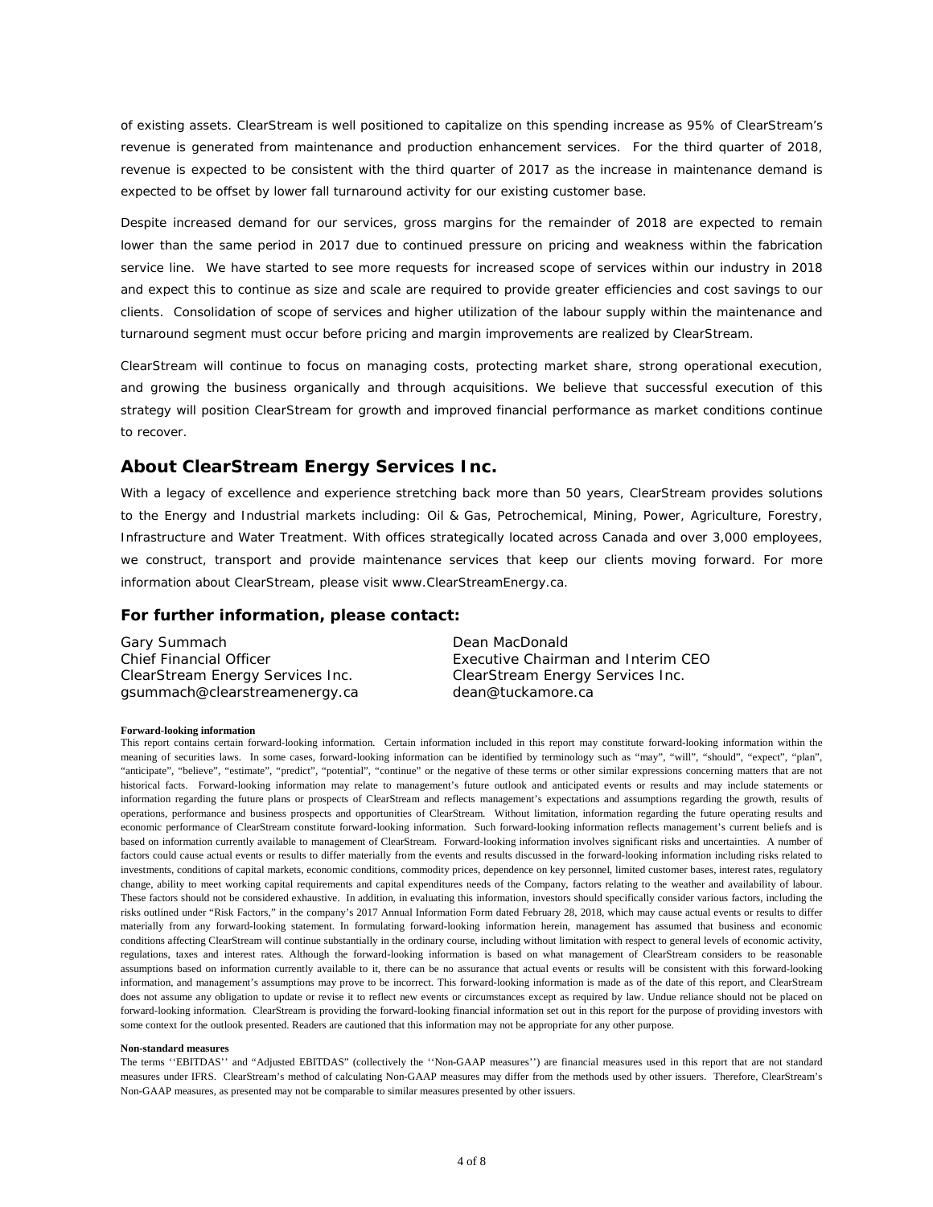of existing assets. ClearStream is well positioned to capitalize on this spending increase as 95% of ClearStream's revenue is generated from maintenance and production enhancement services. For the third quarter of 2018, revenue is expected to be consistent with the third quarter of 2017 as the increase in maintenance demand is expected to be offset by lower fall turnaround activity for our existing customer base.

Despite increased demand for our services, gross margins for the remainder of 2018 are expected to remain lower than the same period in 2017 due to continued pressure on pricing and weakness within the fabrication service line. We have started to see more requests for increased scope of services within our industry in 2018 and expect this to continue as size and scale are required to provide greater efficiencies and cost savings to our clients. Consolidation of scope of services and higher utilization of the labour supply within the maintenance and turnaround segment must occur before pricing and margin improvements are realized by ClearStream.

ClearStream will continue to focus on managing costs, protecting market share, strong operational execution, and growing the business organically and through acquisitions. We believe that successful execution of this strategy will position ClearStream for growth and improved financial performance as market conditions continue to recover.

## About ClearStream Energy Services Inc.

With a legacy of excellence and experience stretching back more than 50 years, ClearStream provides solutions to the Energy and Industrial markets including: Oil & Gas, Petrochemical, Mining, Power, Agriculture, Forestry, Infrastructure and Water Treatment. With offices strategically located across Canada and over 3,000 employees, we construct, transport and provide maintenance services that keep our clients moving forward. For more information about ClearStream, please visit www.ClearStreamEnergy.ca.

### For further information, please contact:

Gary Summach
Chief Financial Officer
ClearStream Energy Services Inc.
gsummach@clearstreamenergy.ca

Dean MacDonald
Executive Chairman and Interim CEO
ClearStream Energy Services Inc.
dean@tuckamore.ca

**Forward-looking information**

This report contains certain forward-looking information. Certain information included in this report may constitute forward-looking information within the meaning of securities laws. In some cases, forward-looking information can be identified by terminology such as "may", "will", "should", "expect", "plan", "anticipate", "believe", "estimate", "predict", "potential", "continue" or the negative of these terms or other similar expressions concerning matters that are not historical facts. Forward-looking information may relate to management's future outlook and anticipated events or results and may include statements or information regarding the future plans or prospects of ClearStream and reflects management's expectations and assumptions regarding the growth, results of operations, performance and business prospects and opportunities of ClearStream. Without limitation, information regarding the future operating results and economic performance of ClearStream constitute forward-looking information. Such forward-looking information reflects management's current beliefs and is based on information currently available to management of ClearStream. Forward-looking information involves significant risks and uncertainties. A number of factors could cause actual events or results to differ materially from the events and results discussed in the forward-looking information including risks related to investments, conditions of capital markets, economic conditions, commodity prices, dependence on key personnel, limited customer bases, interest rates, regulatory change, ability to meet working capital requirements and capital expenditures needs of the Company, factors relating to the weather and availability of labour. These factors should not be considered exhaustive. In addition, in evaluating this information, investors should specifically consider various factors, including the risks outlined under "Risk Factors," in the company's 2017 Annual Information Form dated February 28, 2018, which may cause actual events or results to differ materially from any forward-looking statement. In formulating forward-looking information herein, management has assumed that business and economic conditions affecting ClearStream will continue substantially in the ordinary course, including without limitation with respect to general levels of economic activity, regulations, taxes and interest rates. Although the forward-looking information is based on what management of ClearStream considers to be reasonable assumptions based on information currently available to it, there can be no assurance that actual events or results will be consistent with this forward-looking information, and management's assumptions may prove to be incorrect. This forward-looking information is made as of the date of this report, and ClearStream does not assume any obligation to update or revise it to reflect new events or circumstances except as required by law. Undue reliance should not be placed on forward-looking information. ClearStream is providing the forward-looking financial information set out in this report for the purpose of providing investors with some context for the outlook presented. Readers are cautioned that this information may not be appropriate for any other purpose.

**Non-standard measures**

The terms ''EBITDAS'' and "Adjusted EBITDAS" (collectively the ''Non-GAAP measures'') are financial measures used in this report that are not standard measures under IFRS. ClearStream's method of calculating Non-GAAP measures may differ from the methods used by other issuers. Therefore, ClearStream's Non-GAAP measures, as presented may not be comparable to similar measures presented by other issuers.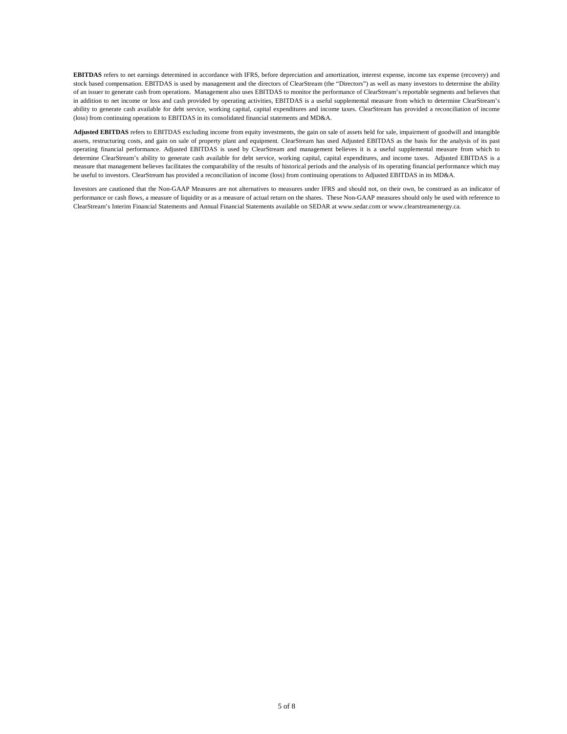**EBITDAS** refers to net earnings determined in accordance with IFRS, before depreciation and amortization, interest expense, income tax expense (recovery) and stock based compensation. EBITDAS is used by management and the directors of ClearStream (the "Directors") as well as many investors to determine the ability of an issuer to generate cash from operations. Management also uses EBITDAS to monitor the performance of ClearStream's reportable segments and believes that in addition to net income or loss and cash provided by operating activities, EBITDAS is a useful supplemental measure from which to determine ClearStream's ability to generate cash available for debt service, working capital, capital expenditures and income taxes. ClearStream has provided a reconciliation of income (loss) from continuing operations to EBITDAS in its consolidated financial statements and MD&A.

**Adjusted EBITDAS** refers to EBITDAS excluding income from equity investments, the gain on sale of assets held for sale, impairment of goodwill and intangible assets, restructuring costs, and gain on sale of property plant and equipment. ClearStream has used Adjusted EBITDAS as the basis for the analysis of its past operating financial performance. Adjusted EBITDAS is used by ClearStream and management believes it is a useful supplemental measure from which to determine ClearStream's ability to generate cash available for debt service, working capital, capital expenditures, and income taxes. Adjusted EBITDAS is a measure that management believes facilitates the comparability of the results of historical periods and the analysis of its operating financial performance which may be useful to investors. ClearStream has provided a reconciliation of income (loss) from continuing operations to Adjusted EBITDAS in its MD&A.

Investors are cautioned that the Non-GAAP Measures are not alternatives to measures under IFRS and should not, on their own, be construed as an indicator of performance or cash flows, a measure of liquidity or as a measure of actual return on the shares. These Non-GAAP measures should only be used with reference to ClearStream's Interim Financial Statements and Annual Financial Statements available on SEDAR at www.sedar.com or www.clearstreamenergy.ca.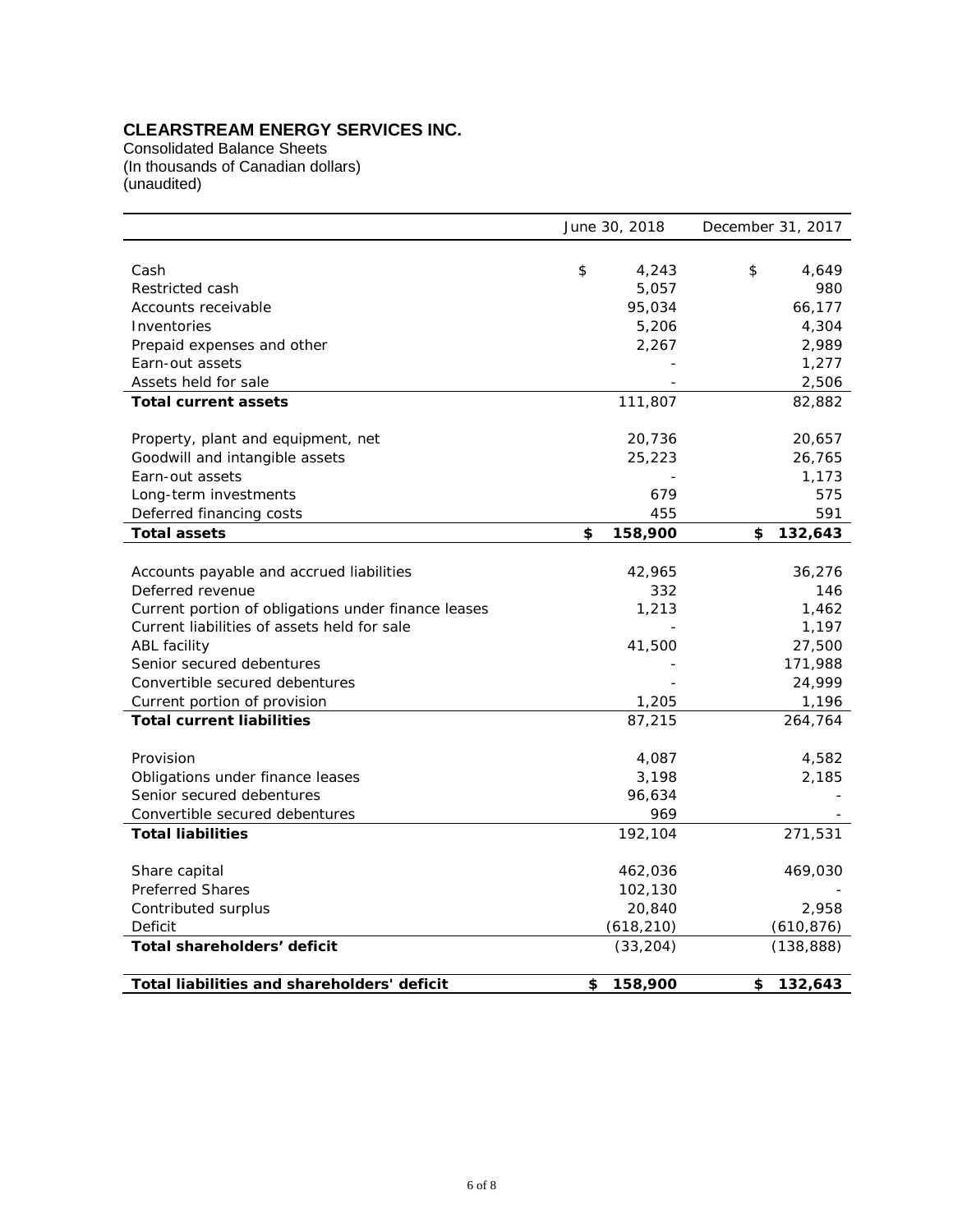**CLEARSTREAM ENERGY SERVICES INC.**

Consolidated Balance Sheets
(In thousands of Canadian dollars)
(unaudited)

| | June 30, 2018 | December 31, 2017 |
|---|---|---|
| Cash | $ 4,243 | $ 4,649 |
| Restricted cash | 5,057 | 980 |
| Accounts receivable | 95,034 | 66,177 |
| Inventories | 5,206 | 4,304 |
| Prepaid expenses and other | 2,267 | 2,989 |
| Earn-out assets | - | 1,277 |
| Assets held for sale | - | 2,506 |
| **Total current assets** | 111,807 | 82,882 |
| | | |
| Property, plant and equipment, net | 20,736 | 20,657 |
| Goodwill and intangible assets | 25,223 | 26,765 |
| Earn-out assets | - | 1,173 |
| Long-term investments | 679 | 575 |
| Deferred financing costs | 455 | 591 |
| **Total assets** | **$ 158,900** | **$ 132,643** |
| | | |
| Accounts payable and accrued liabilities | 42,965 | 36,276 |
| Deferred revenue | 332 | 146 |
| Current portion of obligations under finance leases | 1,213 | 1,462 |
| Current liabilities of assets held for sale | - | 1,197 |
| ABL facility | 41,500 | 27,500 |
| Senior secured debentures | - | 171,988 |
| Convertible secured debentures | - | 24,999 |
| Current portion of provision | 1,205 | 1,196 |
| **Total current liabilities** | 87,215 | 264,764 |
| | | |
| Provision | 4,087 | 4,582 |
| Obligations under finance leases | 3,198 | 2,185 |
| Senior secured debentures | 96,634 | - |
| Convertible secured debentures | 969 | - |
| **Total liabilities** | 192,104 | 271,531 |
| | | |
| Share capital | 462,036 | 469,030 |
| Preferred Shares | 102,130 | - |
| Contributed surplus | 20,840 | 2,958 |
| Deficit | (618,210) | (610,876) |
| **Total shareholders' deficit** | (33,204) | (138,888) |
| | | |
| **Total liabilities and shareholders' deficit** | **$ 158,900** | **$ 132,643** |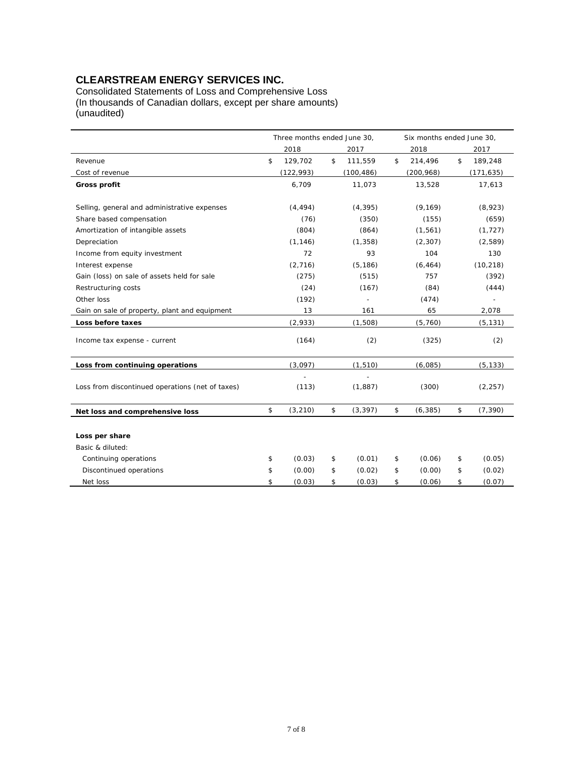# CLEARSTREAM ENERGY SERVICES INC.

Consolidated Statements of Loss and Comprehensive Loss
(In thousands of Canadian dollars, except per share amounts)
(unaudited)

| | Three months ended June 30, | | Six months ended June 30, | |
|---|---|---|---|---|
| | 2018 | 2017 | 2018 | 2017 |
| Revenue | $ 129,702 | $ 111,559 | $ 214,496 | $ 189,248 |
| Cost of revenue | (122,993) | (100,486) | (200,968) | (171,635) |
| **Gross profit** | 6,709 | 11,073 | 13,528 | 17,613 |
| Selling, general and administrative expenses | (4,494) | (4,395) | (9,169) | (8,923) |
| Share based compensation | (76) | (350) | (155) | (659) |
| Amortization of intangible assets | (804) | (864) | (1,561) | (1,727) |
| Depreciation | (1,146) | (1,358) | (2,307) | (2,589) |
| Income from equity investment | 72 | 93 | 104 | 130 |
| Interest expense | (2,716) | (5,186) | (6,464) | (10,218) |
| Gain (loss) on sale of assets held for sale | (275) | (515) | 757 | (392) |
| Restructuring costs | (24) | (167) | (84) | (444) |
| Other loss | (192) | - | (474) | - |
| Gain on sale of property, plant and equipment | 13 | 161 | 65 | 2,078 |
| **Loss before taxes** | (2,933) | (1,508) | (5,760) | (5,131) |
| Income tax expense - current | (164) | (2) | (325) | (2) |
| **Loss from continuing operations** | (3,097) | (1,510) | (6,085) | (5,133) |
| Loss from discontinued operations (net of taxes) | (113) | (1,887) | (300) | (2,257) |
| **Net loss and comprehensive loss** | $ (3,210) | $ (3,397) | $ (6,385) | $ (7,390) |
| **Loss per share** | | | | |
| Basic & diluted: | | | | |
| Continuing operations | $ (0.03) | $ (0.01) | $ (0.06) | $ (0.05) |
| Discontinued operations | $ (0.00) | $ (0.02) | $ (0.00) | $ (0.02) |
| Net loss | $ (0.03) | $ (0.03) | $ (0.06) | $ (0.07) |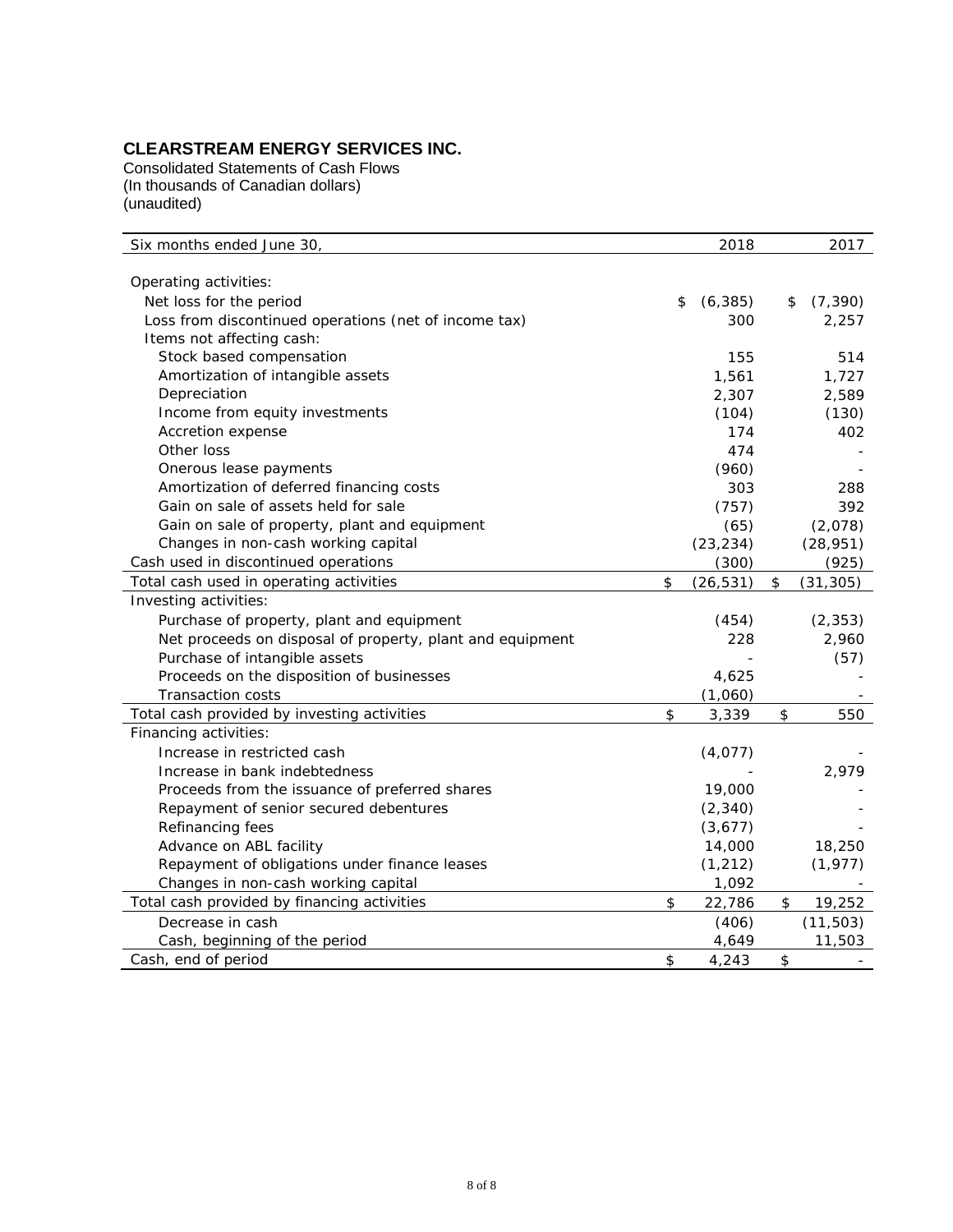**CLEARSTREAM ENERGY SERVICES INC.**

Consolidated Statements of Cash Flows
(In thousands of Canadian dollars)
(unaudited)

| Six months ended June 30, | 2018 | 2017 |
|---|---|---|
| Operating activities: | | |
| Net loss for the period | $ (6,385) | $ (7,390) |
| Loss from discontinued operations (net of income tax) | 300 | 2,257 |
| Items not affecting cash: | | |
| Stock based compensation | 155 | 514 |
| Amortization of intangible assets | 1,561 | 1,727 |
| Depreciation | 2,307 | 2,589 |
| Income from equity investments | (104) | (130) |
| Accretion expense | 174 | 402 |
| Other loss | 474 | - |
| Onerous lease payments | (960) | - |
| Amortization of deferred financing costs | 303 | 288 |
| Gain on sale of assets held for sale | (757) | 392 |
| Gain on sale of property, plant and equipment | (65) | (2,078) |
| Changes in non-cash working capital | (23,234) | (28,951) |
| Cash used in discontinued operations | (300) | (925) |
| Total cash used in operating activities | $ (26,531) | $ (31,305) |
| Investing activities: | | |
| Purchase of property, plant and equipment | (454) | (2,353) |
| Net proceeds on disposal of property, plant and equipment | 228 | 2,960 |
| Purchase of intangible assets | - | (57) |
| Proceeds on the disposition of businesses | 4,625 | - |
| Transaction costs | (1,060) | - |
| Total cash provided by investing activities | $ 3,339 | $ 550 |
| Financing activities: | | |
| Increase in restricted cash | (4,077) | - |
| Increase in bank indebtedness | - | 2,979 |
| Proceeds from the issuance of preferred shares | 19,000 | - |
| Repayment of senior secured debentures | (2,340) | - |
| Refinancing fees | (3,677) | - |
| Advance on ABL facility | 14,000 | 18,250 |
| Repayment of obligations under finance leases | (1,212) | (1,977) |
| Changes in non-cash working capital | 1,092 | - |
| Total cash provided by financing activities | $ 22,786 | $ 19,252 |
| Decrease in cash | (406) | (11,503) |
| Cash, beginning of the period | 4,649 | 11,503 |
| Cash, end of period | $ 4,243 | $ - |